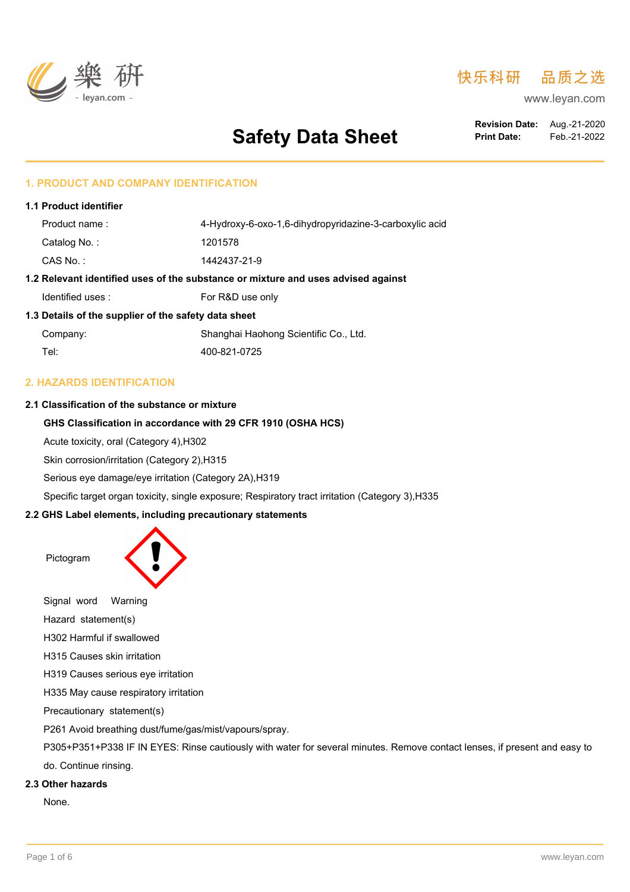樂研 - leyan.com -

快乐科研　品质之选

www.leyan.com

# Safety Data Sheet

**Revision Date:** Aug.-21-2020
**Print Date:** Feb.-21-2022

## 1. PRODUCT AND COMPANY IDENTIFICATION

### 1.1 Product identifier

Product name : 4-Hydroxy-6-oxo-1,6-dihydropyridazine-3-carboxylic acid

Catalog No. : 1201578

CAS No. : 1442437-21-9

### 1.2 Relevant identified uses of the substance or mixture and uses advised against

Identified uses : For R&D use only

### 1.3 Details of the supplier of the safety data sheet

Company: Shanghai Haohong Scientific Co., Ltd.

Tel: 400-821-0725

## 2. HAZARDS IDENTIFICATION

### 2.1 Classification of the substance or mixture

**GHS Classification in accordance with 29 CFR 1910 (OSHA HCS)**

Acute toxicity, oral (Category 4),H302

Skin corrosion/irritation (Category 2),H315

Serious eye damage/eye irritation (Category 2A),H319

Specific target organ toxicity, single exposure; Respiratory tract irritation (Category 3),H335

### 2.2 GHS Label elements, including precautionary statements

Pictogram

Signal word　Warning

Hazard statement(s)

H302 Harmful if swallowed

H315 Causes skin irritation

H319 Causes serious eye irritation

H335 May cause respiratory irritation

Precautionary statement(s)

P261 Avoid breathing dust/fume/gas/mist/vapours/spray.

P305+P351+P338 IF IN EYES: Rinse cautiously with water for several minutes. Remove contact lenses, if present and easy to do. Continue rinsing.

### 2.3 Other hazards

None.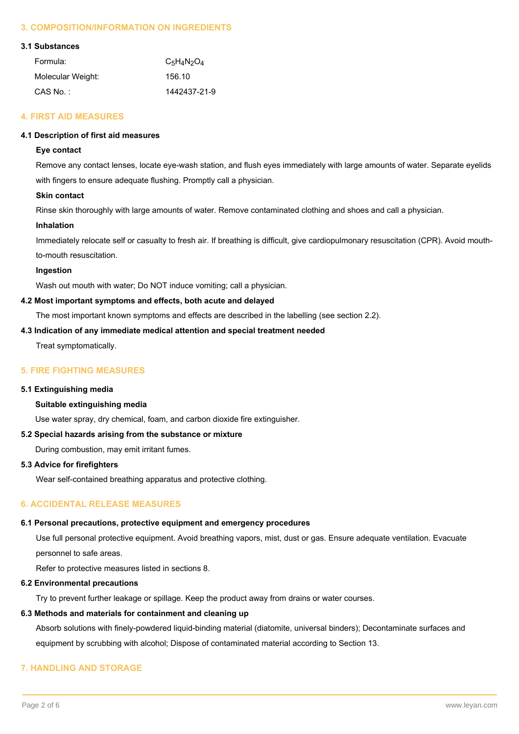## 3. COMPOSITION/INFORMATION ON INGREDIENTS

### 3.1 Substances

| | |
|---|---|
| Formula: | $C_5H_4N_2O_4$ |
| Molecular Weight: | 156.10 |
| CAS No. : | 1442437-21-9 |

## 4. FIRST AID MEASURES

### 4.1 Description of first aid measures

**Eye contact**

Remove any contact lenses, locate eye-wash station, and flush eyes immediately with large amounts of water. Separate eyelids with fingers to ensure adequate flushing. Promptly call a physician.

**Skin contact**

Rinse skin thoroughly with large amounts of water. Remove contaminated clothing and shoes and call a physician.

**Inhalation**

Immediately relocate self or casualty to fresh air. If breathing is difficult, give cardiopulmonary resuscitation (CPR). Avoid mouth-to-mouth resuscitation.

**Ingestion**

Wash out mouth with water; Do NOT induce vomiting; call a physician.

### 4.2 Most important symptoms and effects, both acute and delayed

The most important known symptoms and effects are described in the labelling (see section 2.2).

### 4.3 Indication of any immediate medical attention and special treatment needed

Treat symptomatically.

## 5. FIRE FIGHTING MEASURES

### 5.1 Extinguishing media

**Suitable extinguishing media**

Use water spray, dry chemical, foam, and carbon dioxide fire extinguisher.

### 5.2 Special hazards arising from the substance or mixture

During combustion, may emit irritant fumes.

### 5.3 Advice for firefighters

Wear self-contained breathing apparatus and protective clothing.

## 6. ACCIDENTAL RELEASE MEASURES

### 6.1 Personal precautions, protective equipment and emergency procedures

Use full personal protective equipment. Avoid breathing vapors, mist, dust or gas. Ensure adequate ventilation. Evacuate personnel to safe areas.

Refer to protective measures listed in sections 8.

### 6.2 Environmental precautions

Try to prevent further leakage or spillage. Keep the product away from drains or water courses.

### 6.3 Methods and materials for containment and cleaning up

Absorb solutions with finely-powdered liquid-binding material (diatomite, universal binders); Decontaminate surfaces and equipment by scrubbing with alcohol; Dispose of contaminated material according to Section 13.

## 7. HANDLING AND STORAGE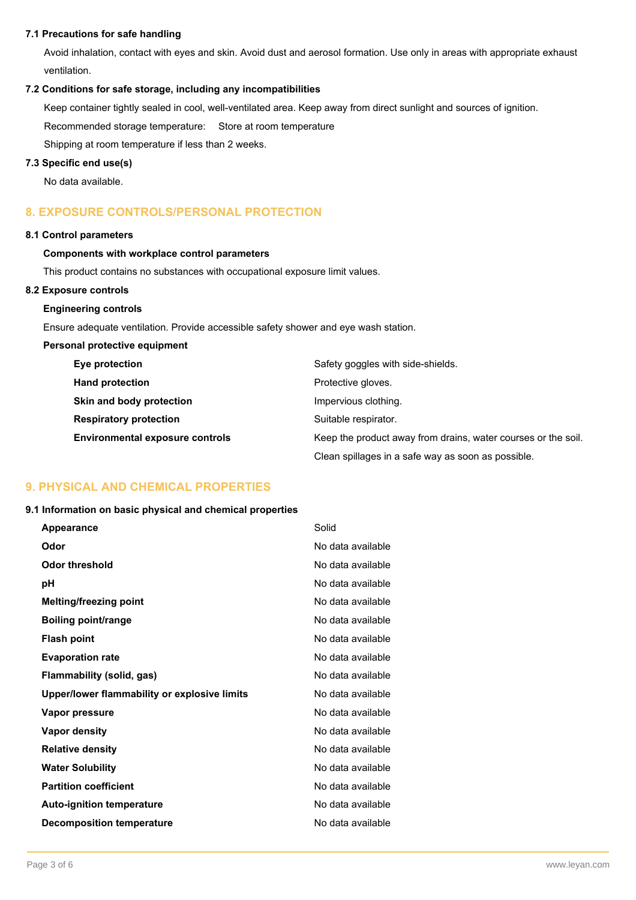### 7.1 Precautions for safe handling

Avoid inhalation, contact with eyes and skin. Avoid dust and aerosol formation. Use only in areas with appropriate exhaust ventilation.

### 7.2 Conditions for safe storage, including any incompatibilities

Keep container tightly sealed in cool, well-ventilated area. Keep away from direct sunlight and sources of ignition.

Recommended storage temperature: Store at room temperature

Shipping at room temperature if less than 2 weeks.

### 7.3 Specific end use(s)

No data available.

## 8. EXPOSURE CONTROLS/PERSONAL PROTECTION

### 8.1 Control parameters

**Components with workplace control parameters**

This product contains no substances with occupational exposure limit values.

### 8.2 Exposure controls

**Engineering controls**

Ensure adequate ventilation. Provide accessible safety shower and eye wash station.

**Personal protective equipment**

| | |
|---|---|
| **Eye protection** | Safety goggles with side-shields. |
| **Hand protection** | Protective gloves. |
| **Skin and body protection** | Impervious clothing. |
| **Respiratory protection** | Suitable respirator. |
| **Environmental exposure controls** | Keep the product away from drains, water courses or the soil. Clean spillages in a safe way as soon as possible. |

## 9. PHYSICAL AND CHEMICAL PROPERTIES

### 9.1 Information on basic physical and chemical properties

| | |
|---|---|
| **Appearance** | Solid |
| **Odor** | No data available |
| **Odor threshold** | No data available |
| **pH** | No data available |
| **Melting/freezing point** | No data available |
| **Boiling point/range** | No data available |
| **Flash point** | No data available |
| **Evaporation rate** | No data available |
| **Flammability (solid, gas)** | No data available |
| **Upper/lower flammability or explosive limits** | No data available |
| **Vapor pressure** | No data available |
| **Vapor density** | No data available |
| **Relative density** | No data available |
| **Water Solubility** | No data available |
| **Partition coefficient** | No data available |
| **Auto-ignition temperature** | No data available |
| **Decomposition temperature** | No data available |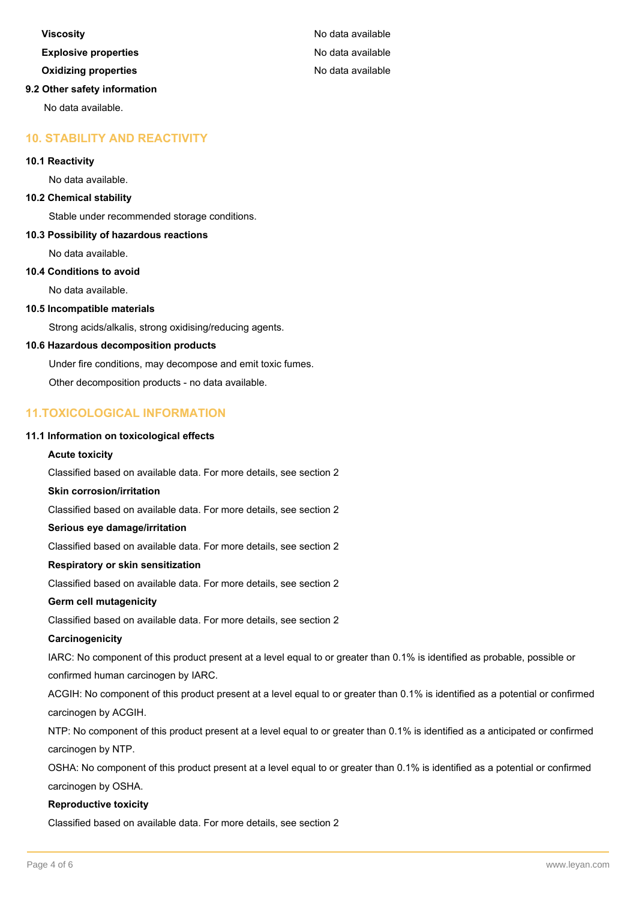| | |
|---|---|
| **Viscosity** | No data available |
| **Explosive properties** | No data available |
| **Oxidizing properties** | No data available |

**9.2 Other safety information**

No data available.

## 10. STABILITY AND REACTIVITY

**10.1 Reactivity**

No data available.

**10.2 Chemical stability**

Stable under recommended storage conditions.

**10.3 Possibility of hazardous reactions**

No data available.

**10.4 Conditions to avoid**

No data available.

**10.5 Incompatible materials**

Strong acids/alkalis, strong oxidising/reducing agents.

**10.6 Hazardous decomposition products**

Under fire conditions, may decompose and emit toxic fumes.

Other decomposition products - no data available.

## 11.TOXICOLOGICAL INFORMATION

**11.1 Information on toxicological effects**

**Acute toxicity**

Classified based on available data. For more details, see section 2

**Skin corrosion/irritation**

Classified based on available data. For more details, see section 2

**Serious eye damage/irritation**

Classified based on available data. For more details, see section 2

**Respiratory or skin sensitization**

Classified based on available data. For more details, see section 2

**Germ cell mutagenicity**

Classified based on available data. For more details, see section 2

**Carcinogenicity**

IARC: No component of this product present at a level equal to or greater than 0.1% is identified as probable, possible or confirmed human carcinogen by IARC.

ACGIH: No component of this product present at a level equal to or greater than 0.1% is identified as a potential or confirmed carcinogen by ACGIH.

NTP: No component of this product present at a level equal to or greater than 0.1% is identified as a anticipated or confirmed carcinogen by NTP.

OSHA: No component of this product present at a level equal to or greater than 0.1% is identified as a potential or confirmed carcinogen by OSHA.

**Reproductive toxicity**

Classified based on available data. For more details, see section 2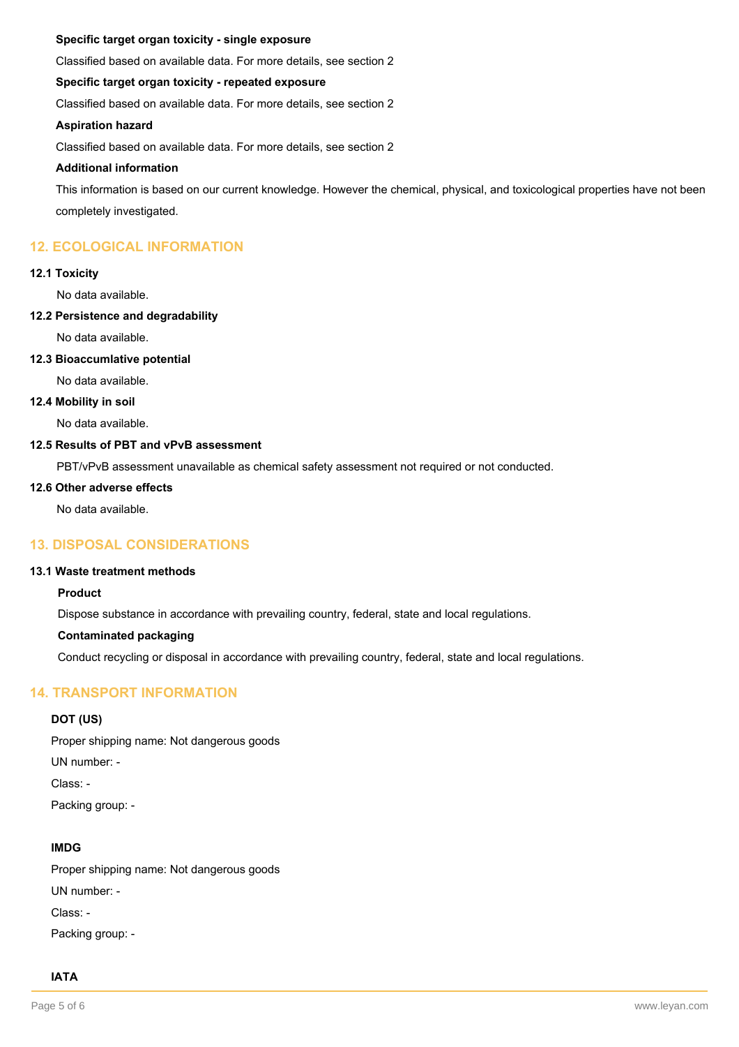**Specific target organ toxicity - single exposure**

Classified based on available data. For more details, see section 2

**Specific target organ toxicity - repeated exposure**

Classified based on available data. For more details, see section 2

**Aspiration hazard**

Classified based on available data. For more details, see section 2

**Additional information**

This information is based on our current knowledge. However the chemical, physical, and toxicological properties have not been completely investigated.

## 12. ECOLOGICAL INFORMATION

**12.1 Toxicity**

No data available.

**12.2 Persistence and degradability**

No data available.

**12.3 Bioaccumlative potential**

No data available.

**12.4 Mobility in soil**

No data available.

**12.5 Results of PBT and vPvB assessment**

PBT/vPvB assessment unavailable as chemical safety assessment not required or not conducted.

**12.6 Other adverse effects**

No data available.

## 13. DISPOSAL CONSIDERATIONS

**13.1 Waste treatment methods**

**Product**

Dispose substance in accordance with prevailing country, federal, state and local regulations.

**Contaminated packaging**

Conduct recycling or disposal in accordance with prevailing country, federal, state and local regulations.

## 14. TRANSPORT INFORMATION

**DOT (US)**

Proper shipping name: Not dangerous goods

UN number: -

Class: -

Packing group: -

**IMDG**

Proper shipping name: Not dangerous goods

UN number: -

Class: -

Packing group: -

**IATA**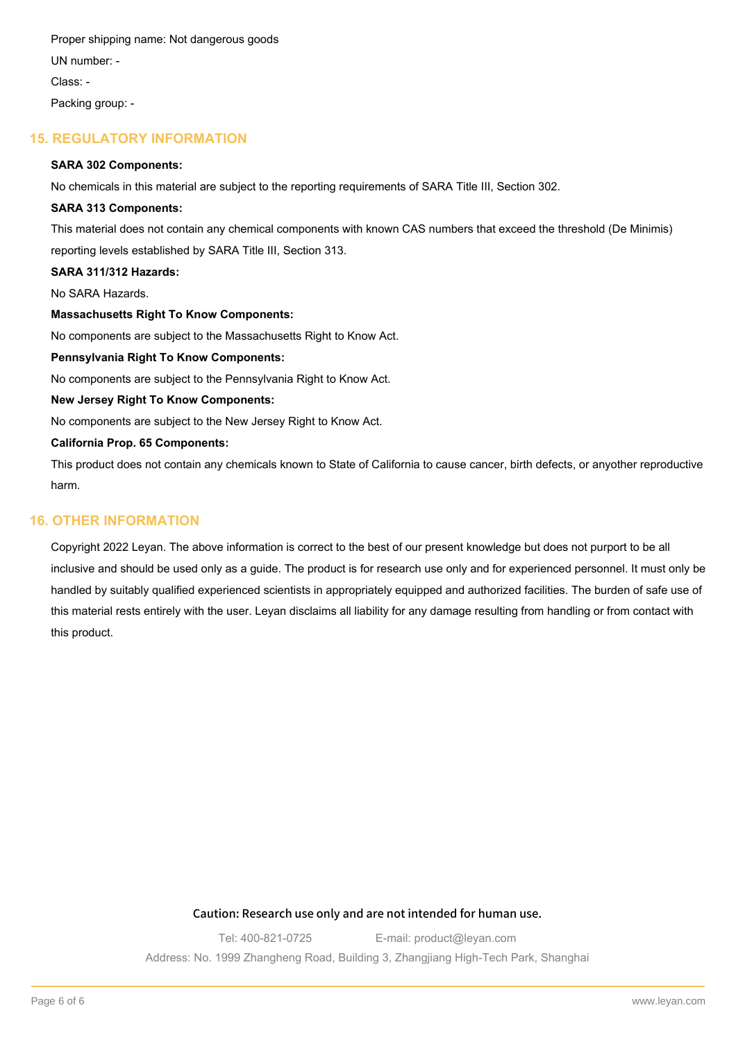Proper shipping name: Not dangerous goods

UN number: -

Class: -

Packing group: -

## 15. REGULATORY INFORMATION

**SARA 302 Components:**

No chemicals in this material are subject to the reporting requirements of SARA Title III, Section 302.

**SARA 313 Components:**

This material does not contain any chemical components with known CAS numbers that exceed the threshold (De Minimis) reporting levels established by SARA Title III, Section 313.

**SARA 311/312 Hazards:**

No SARA Hazards.

**Massachusetts Right To Know Components:**

No components are subject to the Massachusetts Right to Know Act.

**Pennsylvania Right To Know Components:**

No components are subject to the Pennsylvania Right to Know Act.

**New Jersey Right To Know Components:**

No components are subject to the New Jersey Right to Know Act.

**California Prop. 65 Components:**

This product does not contain any chemicals known to State of California to cause cancer, birth defects, or anyother reproductive harm.

## 16. OTHER INFORMATION

Copyright 2022 Leyan. The above information is correct to the best of our present knowledge but does not purport to be all inclusive and should be used only as a guide. The product is for research use only and for experienced personnel. It must only be handled by suitably qualified experienced scientists in appropriately equipped and authorized facilities. The burden of safe use of this material rests entirely with the user. Leyan disclaims all liability for any damage resulting from handling or from contact with this product.

**Caution: Research use only and are not intended for human use.**

Tel: 400-821-0725 E-mail: product@leyan.com

Address: No. 1999 Zhangheng Road, Building 3, Zhangjiang High-Tech Park, Shanghai